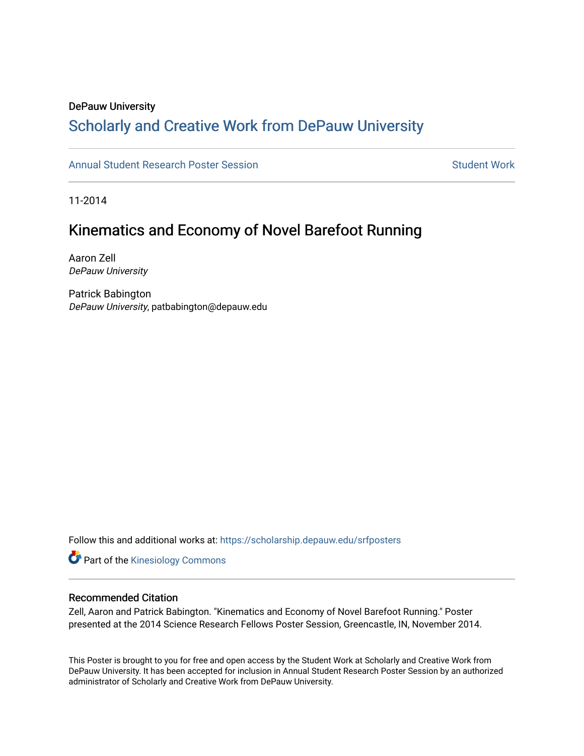DePauw University

## Scholarly and Creative Work from DePauw University

Annual Student Research Poster Session | Student Work

11-2014

# Kinematics and Economy of Novel Barefoot Running

Aaron Zell
*DePauw University*

Patrick Babington
*DePauw University*, patbabington@depauw.edu

Follow this and additional works at: https://scholarship.depauw.edu/srfposters

Part of the Kinesiology Commons

### Recommended Citation

Zell, Aaron and Patrick Babington. "Kinematics and Economy of Novel Barefoot Running." Poster presented at the 2014 Science Research Fellows Poster Session, Greencastle, IN, November 2014.

This Poster is brought to you for free and open access by the Student Work at Scholarly and Creative Work from DePauw University. It has been accepted for inclusion in Annual Student Research Poster Session by an authorized administrator of Scholarly and Creative Work from DePauw University.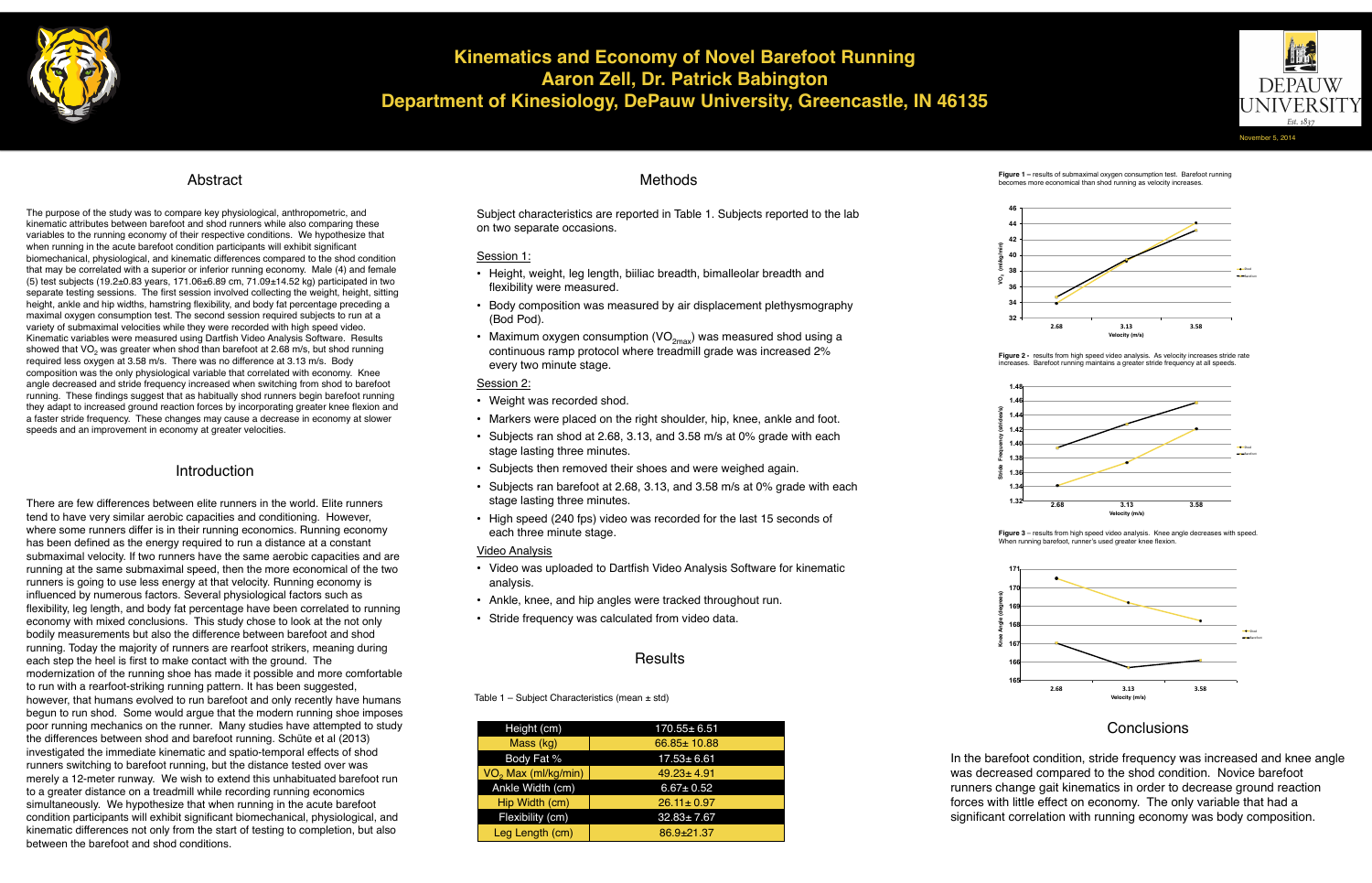# Kinematics and Economy of Novel Barefoot Running

**Aaron Zell, Dr. Patrick Babington**

**Department of Kinesiology, DePauw University, Greencastle, IN 46135**

November 5, 2014

## Abstract

The purpose of the study was to compare key physiological, anthropometric, and kinematic attributes between barefoot and shod runners while also comparing these variables to the running economy of their respective conditions. We hypothesize that when running in the acute barefoot condition participants will exhibit significant biomechanical, physiological, and kinematic differences compared to the shod condition that may be correlated with a superior or inferior running economy. Male (4) and female (5) test subjects (19.2±0.83 years, 171.06±6.89 cm, 71.09±14.52 kg) participated in two separate testing sessions. The first session involved collecting the weight, height, sitting height, ankle and hip widths, hamstring flexibility, and body fat percentage preceding a maximal oxygen consumption test. The second session required subjects to run at a variety of submaximal velocities while they were recorded with high speed video. Kinematic variables were measured using Dartfish Video Analysis Software. Results showed that $VO_2$ was greater when shod than barefoot at 2.68 m/s, but shod running required less oxygen at 3.58 m/s. There was no difference at 3.13 m/s. Body composition was the only physiological variable that correlated with economy. Knee angle decreased and stride frequency increased when switching from shod to barefoot running. These findings suggest that as habitually shod runners begin barefoot running they adapt to increased ground reaction forces by incorporating greater knee flexion and a faster stride frequency. These changes may cause a decrease in economy at slower speeds and an improvement in economy at greater velocities.

## Introduction

There are few differences between elite runners in the world. Elite runners tend to have very similar aerobic capacities and conditioning. However, where some runners differ is in their running economics. Running economy has been defined as the energy required to run a distance at a constant submaximal velocity. If two runners have the same aerobic capacities and are running at the same submaximal speed, then the more economical of the two runners is going to use less energy at that velocity. Running economy is influenced by numerous factors. Several physiological factors such as flexibility, leg length, and body fat percentage have been correlated to running economy with mixed conclusions. This study chose to look at the not only bodily measurements but also the difference between barefoot and shod running. Today the majority of runners are rearfoot strikers, meaning during each step the heel is first to make contact with the ground. The modernization of the running shoe has made it possible and more comfortable to run with a rearfoot-striking running pattern. It has been suggested, however, that humans evolved to run barefoot and only recently have humans begun to run shod. Some would argue that the modern running shoe imposes poor running mechanics on the runner. Many studies have attempted to study the differences between shod and barefoot running. Schüte et al (2013) investigated the immediate kinematic and spatio-temporal effects of shod runners switching to barefoot running, but the distance tested over was merely a 12-meter runway. We wish to extend this unhabituated barefoot run to a greater distance on a treadmill while recording running economics simultaneously. We hypothesize that when running in the acute barefoot condition participants will exhibit significant biomechanical, physiological, and kinematic differences not only from the start of testing to completion, but also between the barefoot and shod conditions.

## Methods

Subject characteristics are reported in Table 1. Subjects reported to the lab on two separate occasions.

Session 1:

- Height, weight, leg length, biiliac breadth, bimalleolar breadth and flexibility were measured.
- Body composition was measured by air displacement plethysmography (Bod Pod).
- Maximum oxygen consumption ($VO_{2max}$) was measured shod using a continuous ramp protocol where treadmill grade was increased 2% every two minute stage.

Session 2:

- Weight was recorded shod.
- Markers were placed on the right shoulder, hip, knee, ankle and foot.
- Subjects ran shod at 2.68, 3.13, and 3.58 m/s at 0% grade with each stage lasting three minutes.
- Subjects then removed their shoes and were weighed again.
- Subjects ran barefoot at 2.68, 3.13, and 3.58 m/s at 0% grade with each stage lasting three minutes.
- High speed (240 fps) video was recorded for the last 15 seconds of each three minute stage.

Video Analysis

- Video was uploaded to Dartfish Video Analysis Software for kinematic analysis.
- Ankle, knee, and hip angles were tracked throughout run.
- Stride frequency was calculated from video data.

## Results

Table 1 – Subject Characteristics (mean ± std)

| | |
|---|---|
| Height (cm) | 170.55± 6.51 |
| Mass (kg) | 66.85± 10.88 |
| Body Fat % | 17.53± 6.61 |
| $VO_2$ Max (ml/kg/min) | 49.23± 4.91 |
| Ankle Width (cm) | 6.67± 0.52 |
| Hip Width (cm) | 26.11± 0.97 |
| Flexibility (cm) | 32.83± 7.67 |
| Leg Length (cm) | 86.9±21.37 |

**Figure 1** – results of submaximal oxygen consumption test. Barefoot running becomes more economical than shod running as velocity increases.

$VO_2$ (ml/kg/min)
32 34 36 38 40 42 44 46
Velocity (m/s)
2.68 3.13 3.58
Shod
Barefoot

**Figure 2** - results from high speed video analysis. As velocity increases stride rate increases. Barefoot running maintains a greater stride frequency at all speeds.

Stride Frequency (strides/s)
1.32 1.34 1.36 1.38 1.40 1.42 1.44 1.46 1.48
Velocity (m/s)
2.68 3.13 3.58
Shod
Barefoot

**Figure 3** – results from high speed video analysis. Knee angle decreases with speed. When running barefoot, runner's used greater knee flexion.

Knee Angle (degrees)
165 166 167 168 169 170 171
Velocity (m/s)
2.68 3.13 3.58
Shod
Barefoot

## Conclusions

In the barefoot condition, stride frequency was increased and knee angle was decreased compared to the shod condition. Novice barefoot runners change gait kinematics in order to decrease ground reaction forces with little effect on economy. The only variable that had a significant correlation with running economy was body composition.